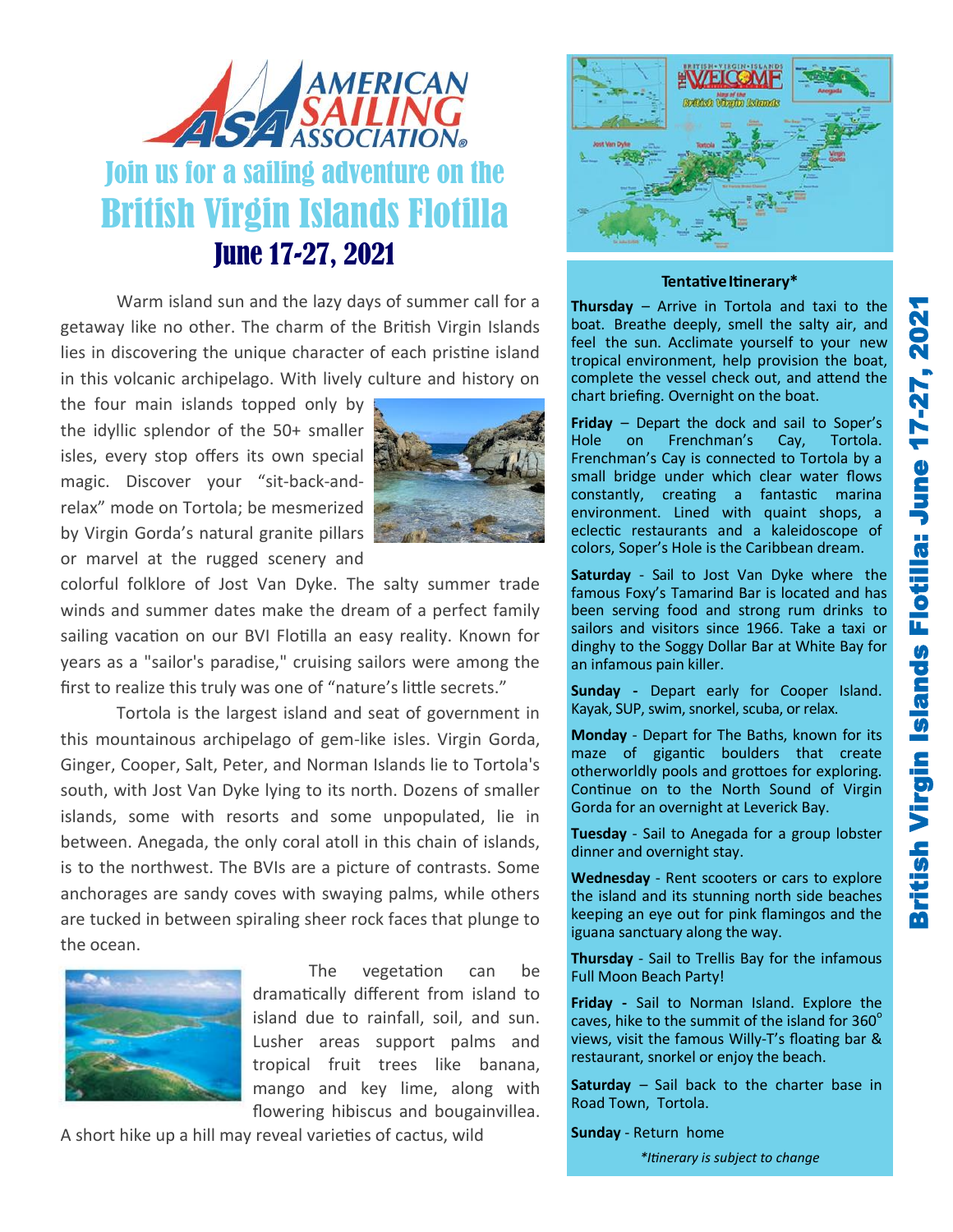# AMERICAN SAILING ASSOCIATION

## Join us for a sailing adventure on the British Virgin Islands Flotilla

## June 17-27, 2021

Warm island sun and the lazy days of summer call for a getaway like no other. The charm of the British Virgin Islands lies in discovering the unique character of each pristine island in this volcanic archipelago. With lively culture and history on the four main islands topped only by the idyllic splendor of the 50+ smaller isles, every stop offers its own special magic. Discover your "sit-back-and-relax" mode on Tortola; be mesmerized by Virgin Gorda's natural granite pillars or marvel at the rugged scenery and colorful folklore of Jost Van Dyke. The salty summer trade winds and summer dates make the dream of a perfect family sailing vacation on our BVI Flotilla an easy reality. Known for years as a "sailor's paradise," cruising sailors were among the first to realize this truly was one of "nature's little secrets."

Tortola is the largest island and seat of government in this mountainous archipelago of gem-like isles. Virgin Gorda, Ginger, Cooper, Salt, Peter, and Norman Islands lie to Tortola's south, with Jost Van Dyke lying to its north. Dozens of smaller islands, some with resorts and some unpopulated, lie in between. Anegada, the only coral atoll in this chain of islands, is to the northwest. The BVIs are a picture of contrasts. Some anchorages are sandy coves with swaying palms, while others are tucked in between spiraling sheer rock faces that plunge to the ocean.

The vegetation can be dramatically different from island to island due to rainfall, soil, and sun. Lusher areas support palms and tropical fruit trees like banana, mango and key lime, along with flowering hibiscus and bougainvillea. A short hike up a hill may reveal varieties of cactus, wild

### Tentative Itinerary*

**Thursday** – Arrive in Tortola and taxi to the boat. Breathe deeply, smell the salty air, and feel the sun. Acclimate yourself to your new tropical environment, help provision the boat, complete the vessel check out, and attend the chart briefing. Overnight on the boat.

**Friday** – Depart the dock and sail to Soper's Hole on Frenchman's Cay, Tortola. Frenchman's Cay is connected to Tortola by a small bridge under which clear water flows constantly, creating a fantastic marina environment. Lined with quaint shops, a eclectic restaurants and a kaleidoscope of colors, Soper's Hole is the Caribbean dream.

**Saturday** - Sail to Jost Van Dyke where the famous Foxy's Tamarind Bar is located and has been serving food and strong rum drinks to sailors and visitors since 1966. Take a taxi or dinghy to the Soggy Dollar Bar at White Bay for an infamous pain killer.

**Sunday** - Depart early for Cooper Island. Kayak, SUP, swim, snorkel, scuba, or relax.

**Monday** - Depart for The Baths, known for its maze of gigantic boulders that create otherworldly pools and grottoes for exploring. Continue on to the North Sound of Virgin Gorda for an overnight at Leverick Bay.

**Tuesday** - Sail to Anegada for a group lobster dinner and overnight stay.

**Wednesday** - Rent scooters or cars to explore the island and its stunning north side beaches keeping an eye out for pink flamingos and the iguana sanctuary along the way.

**Thursday** - Sail to Trellis Bay for the infamous Full Moon Beach Party!

**Friday** - Sail to Norman Island. Explore the caves, hike to the summit of the island for 360° views, visit the famous Willy-T's floating bar & restaurant, snorkel or enjoy the beach.

**Saturday** – Sail back to the charter base in Road Town, Tortola.

**Sunday** - Return home

*\*Itinerary is subject to change*

British Virgin Islands Flotilla: June 17-27, 2021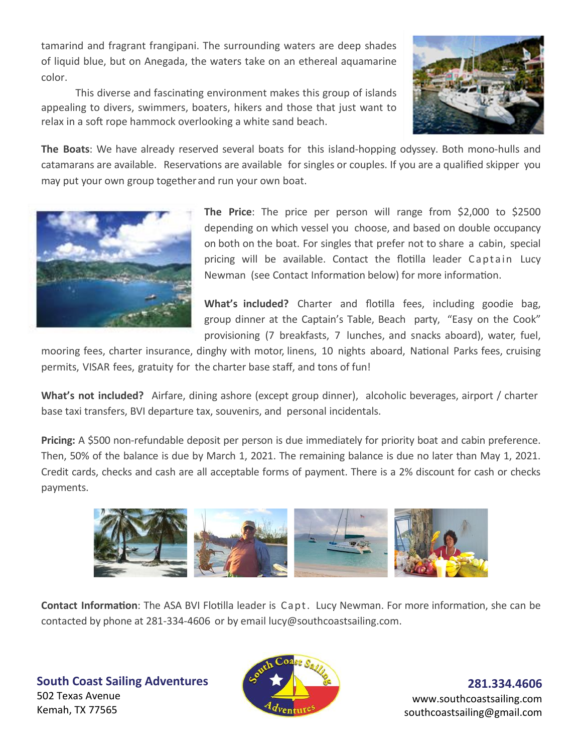tamarind and fragrant frangipani. The surrounding waters are deep shades of liquid blue, but on Anegada, the waters take on an ethereal aquamarine color.

This diverse and fascinating environment makes this group of islands appealing to divers, swimmers, boaters, hikers and those that just want to relax in a soft rope hammock overlooking a white sand beach.

**The Boats**: We have already reserved several boats for this island-hopping odyssey. Both mono-hulls and catamarans are available. Reservations are available for singles or couples. If you are a qualified skipper you may put your own group together and run your own boat.

**The Price**: The price per person will range from $2,000 to $2500 depending on which vessel you choose, and based on double occupancy on both on the boat. For singles that prefer not to share a cabin, special pricing will be available. Contact the flotilla leader Captain Lucy Newman (see Contact Information below) for more information.

**What's included?** Charter and flotilla fees, including goodie bag, group dinner at the Captain's Table, Beach party, "Easy on the Cook" provisioning (7 breakfasts, 7 lunches, and snacks aboard), water, fuel, mooring fees, charter insurance, dinghy with motor, linens, 10 nights aboard, National Parks fees, cruising permits, VISAR fees, gratuity for the charter base staff, and tons of fun!

**What's not included?** Airfare, dining ashore (except group dinner), alcoholic beverages, airport / charter base taxi transfers, BVI departure tax, souvenirs, and personal incidentals.

**Pricing:** A $500 non-refundable deposit per person is due immediately for priority boat and cabin preference. Then, 50% of the balance is due by March 1, 2021. The remaining balance is due no later than May 1, 2021. Credit cards, checks and cash are all acceptable forms of payment. There is a 2% discount for cash or checks payments.

**Contact Information**: The ASA BVI Flotilla leader is Capt. Lucy Newman. For more information, she can be contacted by phone at 281-334-4606 or by email lucy@southcoastsailing.com.

**South Coast Sailing Adventures**
502 Texas Avenue
Kemah, TX 77565

**281.334.4606**
www.southcoastsailing.com
southcoastsailing@gmail.com